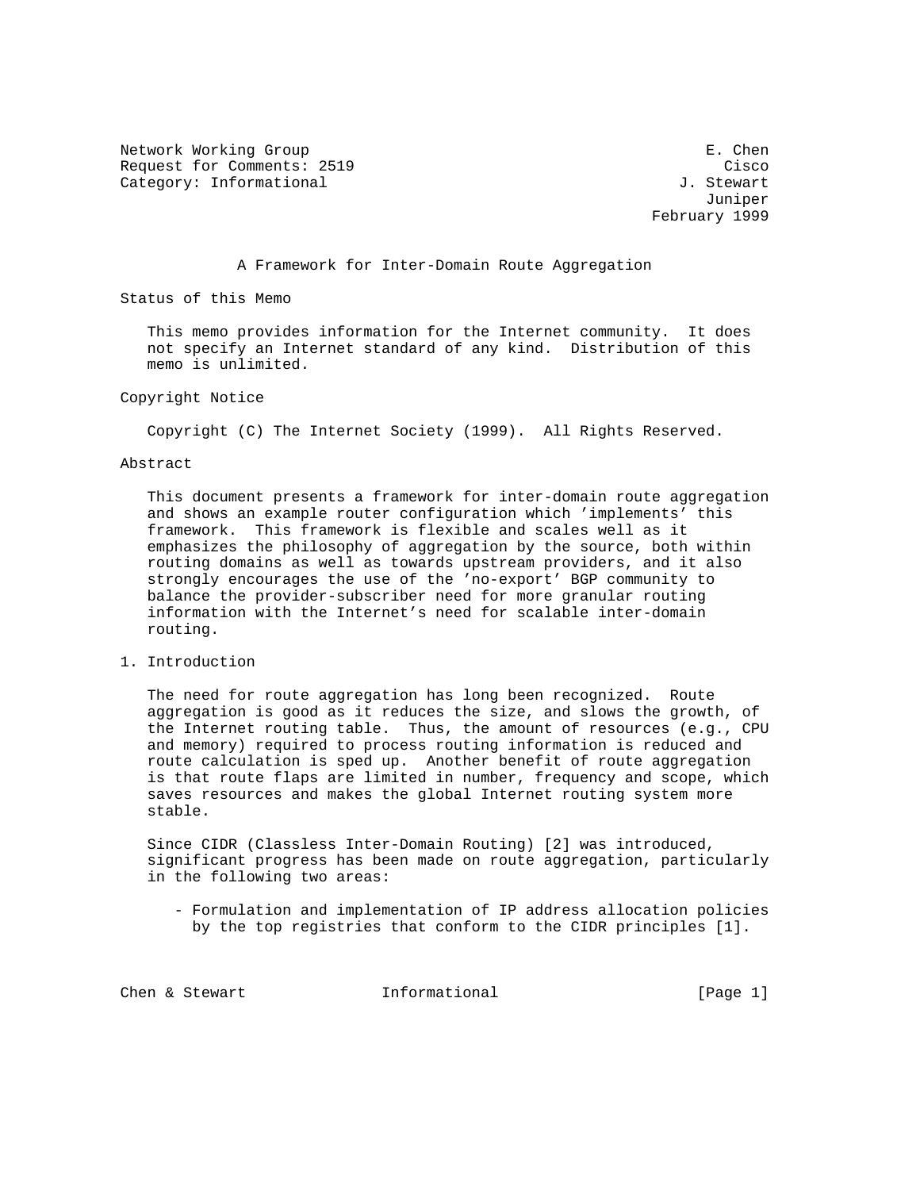Network Working Group E. Chen
Request for Comments: 2519 Cisco
Category: Informational J. Stewart
Juniper
February 1999

# A Framework for Inter-Domain Route Aggregation

## Status of this Memo

This memo provides information for the Internet community. It does not specify an Internet standard of any kind. Distribution of this memo is unlimited.

## Copyright Notice

Copyright (C) The Internet Society (1999). All Rights Reserved.

## Abstract

This document presents a framework for inter-domain route aggregation and shows an example router configuration which 'implements' this framework. This framework is flexible and scales well as it emphasizes the philosophy of aggregation by the source, both within routing domains as well as towards upstream providers, and it also strongly encourages the use of the 'no-export' BGP community to balance the provider-subscriber need for more granular routing information with the Internet's need for scalable inter-domain routing.

## 1. Introduction

The need for route aggregation has long been recognized. Route aggregation is good as it reduces the size, and slows the growth, of the Internet routing table. Thus, the amount of resources (e.g., CPU and memory) required to process routing information is reduced and route calculation is sped up. Another benefit of route aggregation is that route flaps are limited in number, frequency and scope, which saves resources and makes the global Internet routing system more stable.

Since CIDR (Classless Inter-Domain Routing) [2] was introduced, significant progress has been made on route aggregation, particularly in the following two areas:

- Formulation and implementation of IP address allocation policies by the top registries that conform to the CIDR principles [1].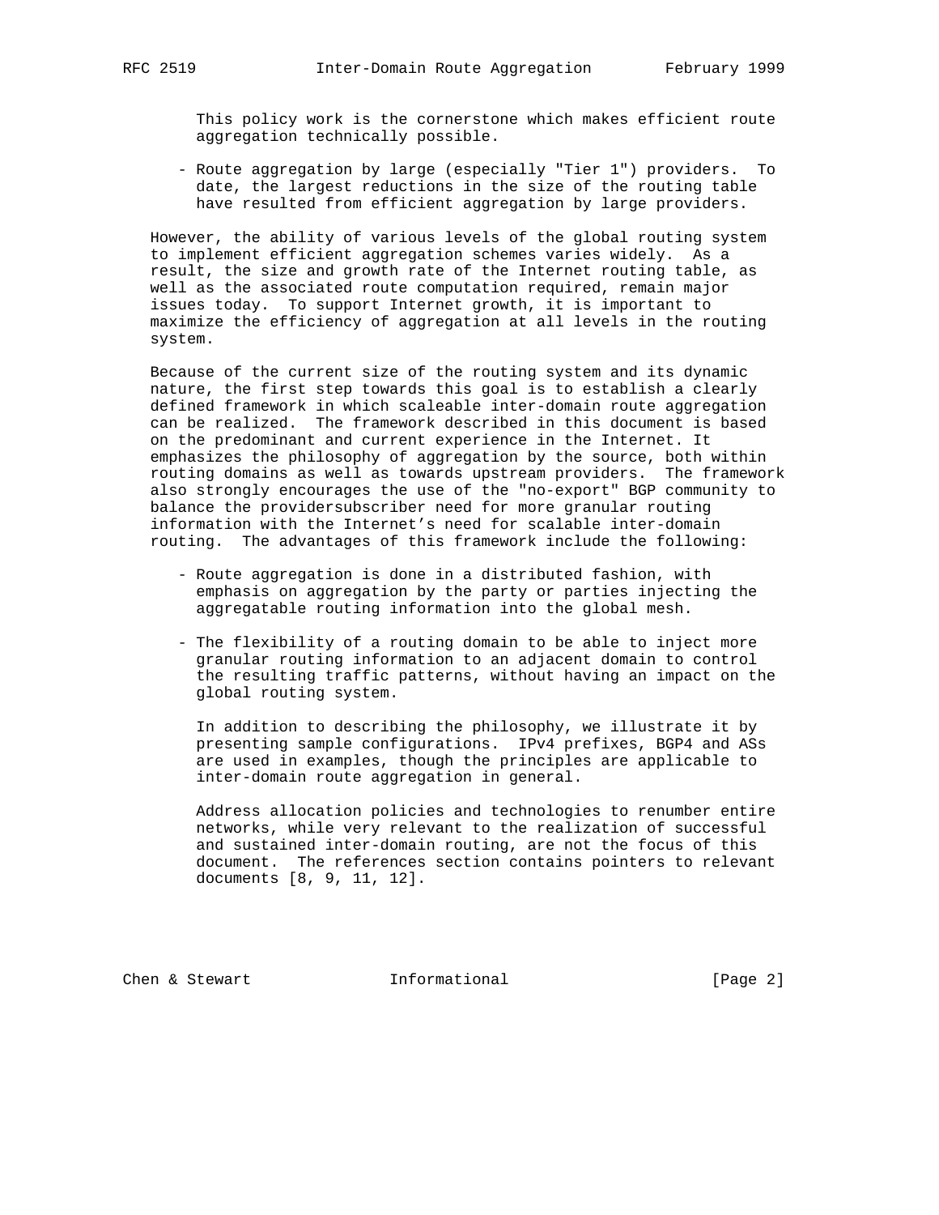This policy work is the cornerstone which makes efficient route aggregation technically possible.

- Route aggregation by large (especially "Tier 1") providers. To date, the largest reductions in the size of the routing table have resulted from efficient aggregation by large providers.

However, the ability of various levels of the global routing system to implement efficient aggregation schemes varies widely. As a result, the size and growth rate of the Internet routing table, as well as the associated route computation required, remain major issues today. To support Internet growth, it is important to maximize the efficiency of aggregation at all levels in the routing system.

Because of the current size of the routing system and its dynamic nature, the first step towards this goal is to establish a clearly defined framework in which scaleable inter-domain route aggregation can be realized. The framework described in this document is based on the predominant and current experience in the Internet. It emphasizes the philosophy of aggregation by the source, both within routing domains as well as towards upstream providers. The framework also strongly encourages the use of the "no-export" BGP community to balance the providersubscriber need for more granular routing information with the Internet's need for scalable inter-domain routing. The advantages of this framework include the following:

- Route aggregation is done in a distributed fashion, with emphasis on aggregation by the party or parties injecting the aggregatable routing information into the global mesh.

- The flexibility of a routing domain to be able to inject more granular routing information to an adjacent domain to control the resulting traffic patterns, without having an impact on the global routing system.

  In addition to describing the philosophy, we illustrate it by presenting sample configurations. IPv4 prefixes, BGP4 and ASs are used in examples, though the principles are applicable to inter-domain route aggregation in general.

  Address allocation policies and technologies to renumber entire networks, while very relevant to the realization of successful and sustained inter-domain routing, are not the focus of this document. The references section contains pointers to relevant documents [8, 9, 11, 12].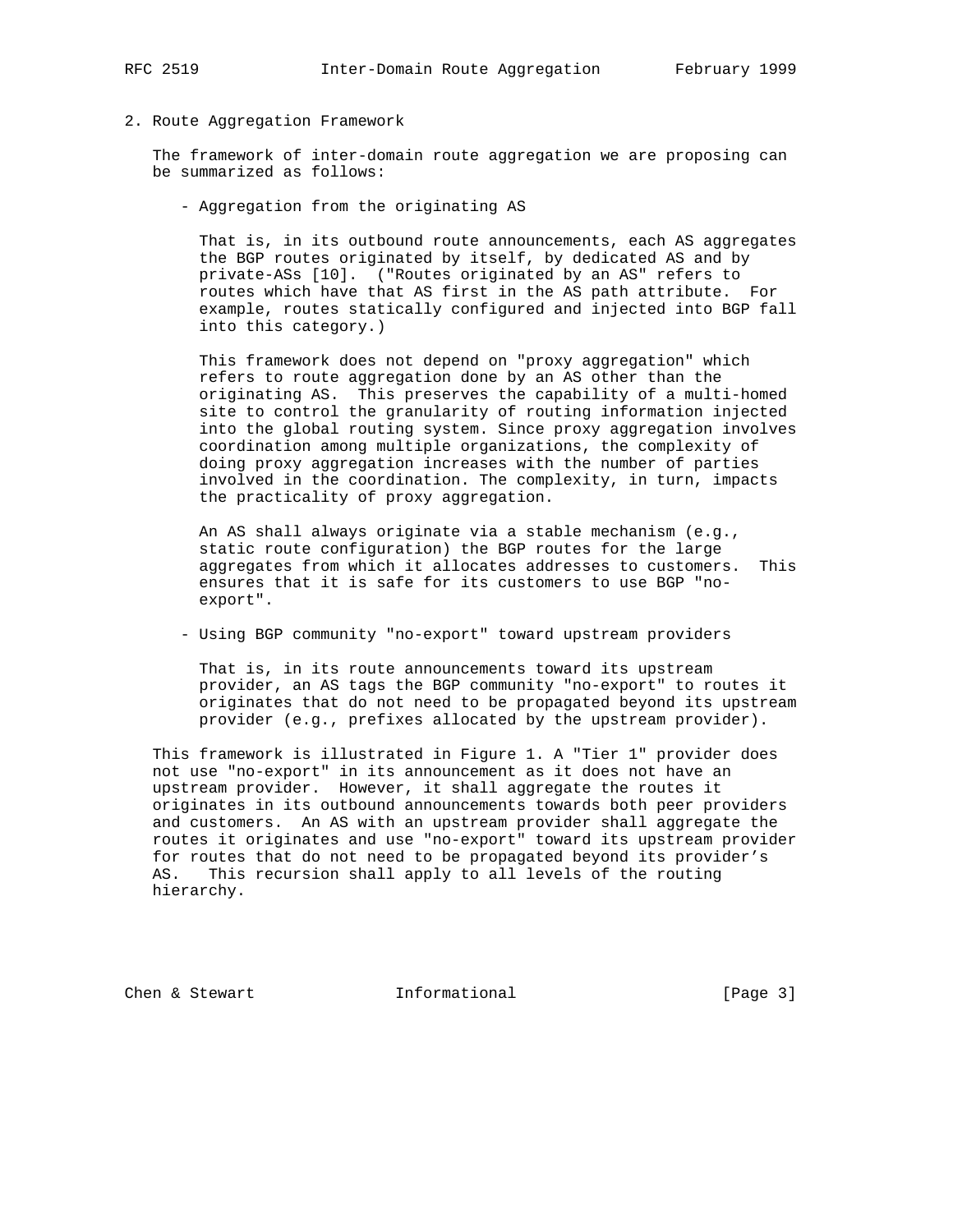## 2. Route Aggregation Framework

The framework of inter-domain route aggregation we are proposing can be summarized as follows:

- Aggregation from the originating AS

  That is, in its outbound route announcements, each AS aggregates the BGP routes originated by itself, by dedicated AS and by private-ASs [10]. ("Routes originated by an AS" refers to routes which have that AS first in the AS path attribute. For example, routes statically configured and injected into BGP fall into this category.)

  This framework does not depend on "proxy aggregation" which refers to route aggregation done by an AS other than the originating AS. This preserves the capability of a multi-homed site to control the granularity of routing information injected into the global routing system. Since proxy aggregation involves coordination among multiple organizations, the complexity of doing proxy aggregation increases with the number of parties involved in the coordination. The complexity, in turn, impacts the practicality of proxy aggregation.

  An AS shall always originate via a stable mechanism (e.g., static route configuration) the BGP routes for the large aggregates from which it allocates addresses to customers. This ensures that it is safe for its customers to use BGP "no-export".

- Using BGP community "no-export" toward upstream providers

  That is, in its route announcements toward its upstream provider, an AS tags the BGP community "no-export" to routes it originates that do not need to be propagated beyond its upstream provider (e.g., prefixes allocated by the upstream provider).

This framework is illustrated in Figure 1. A "Tier 1" provider does not use "no-export" in its announcement as it does not have an upstream provider. However, it shall aggregate the routes it originates in its outbound announcements towards both peer providers and customers. An AS with an upstream provider shall aggregate the routes it originates and use "no-export" toward its upstream provider for routes that do not need to be propagated beyond its provider's AS. This recursion shall apply to all levels of the routing hierarchy.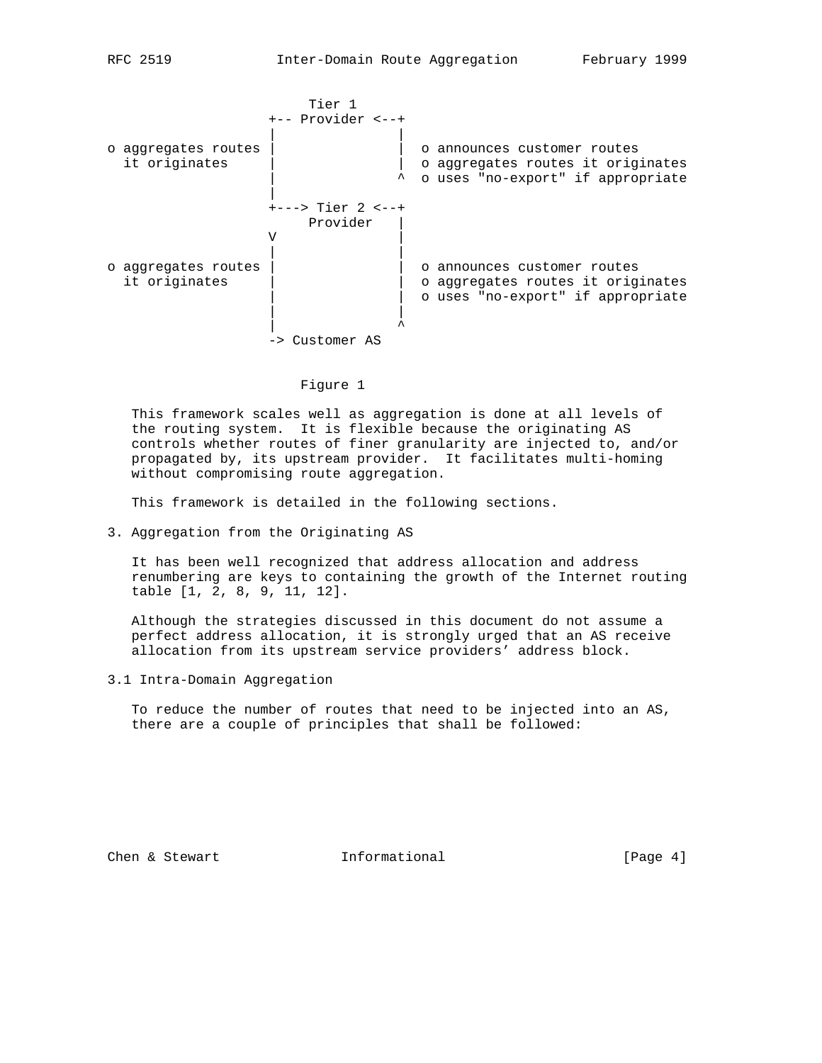```
                       Tier 1
                  +-- Provider <--+
                  |               |
o aggregates routes |               |  o announces customer routes
  it originates     |               |  o aggregates routes it originates
                  |               ^  o uses "no-export" if appropriate
                  |
                  +---> Tier 2 <--+
                       Provider   |
                  V               |
                  |               |
o aggregates routes |               |  o announces customer routes
  it originates     |               |  o aggregates routes it originates
                  |               |  o uses "no-export" if appropriate
                  |               |
                  |               ^
                  -> Customer AS
```

Figure 1

This framework scales well as aggregation is done at all levels of the routing system. It is flexible because the originating AS controls whether routes of finer granularity are injected to, and/or propagated by, its upstream provider. It facilitates multi-homing without compromising route aggregation.

This framework is detailed in the following sections.

## 3. Aggregation from the Originating AS

It has been well recognized that address allocation and address renumbering are keys to containing the growth of the Internet routing table [1, 2, 8, 9, 11, 12].

Although the strategies discussed in this document do not assume a perfect address allocation, it is strongly urged that an AS receive allocation from its upstream service providers' address block.

### 3.1 Intra-Domain Aggregation

To reduce the number of routes that need to be injected into an AS, there are a couple of principles that shall be followed: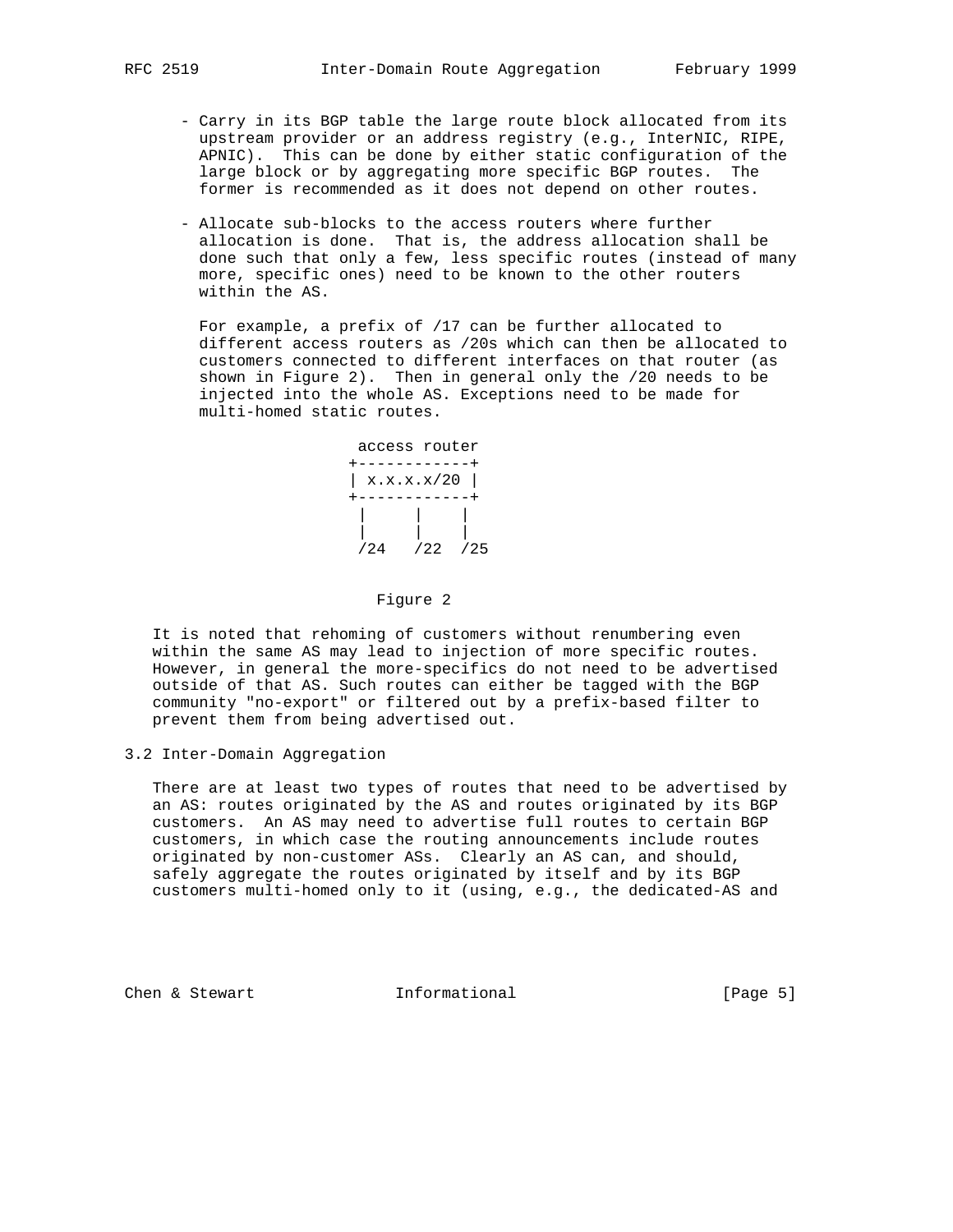- Carry in its BGP table the large route block allocated from its upstream provider or an address registry (e.g., InterNIC, RIPE, APNIC). This can be done by either static configuration of the large block or by aggregating more specific BGP routes. The former is recommended as it does not depend on other routes.

- Allocate sub-blocks to the access routers where further allocation is done. That is, the address allocation shall be done such that only a few, less specific routes (instead of many more, specific ones) need to be known to the other routers within the AS.

  For example, a prefix of /17 can be further allocated to different access routers as /20s which can then be allocated to customers connected to different interfaces on that router (as shown in Figure 2). Then in general only the /20 needs to be injected into the whole AS. Exceptions need to be made for multi-homed static routes.

```
  access router
 +------------+
 | x.x.x.x/20 |
 +------------+
  |     |    |
  |     |    |
 /24   /22  /25
```

Figure 2

It is noted that rehoming of customers without renumbering even within the same AS may lead to injection of more specific routes. However, in general the more-specifics do not need to be advertised outside of that AS. Such routes can either be tagged with the BGP community "no-export" or filtered out by a prefix-based filter to prevent them from being advertised out.

## 3.2 Inter-Domain Aggregation

There are at least two types of routes that need to be advertised by an AS: routes originated by the AS and routes originated by its BGP customers. An AS may need to advertise full routes to certain BGP customers, in which case the routing announcements include routes originated by non-customer ASs. Clearly an AS can, and should, safely aggregate the routes originated by itself and by its BGP customers multi-homed only to it (using, e.g., the dedicated-AS and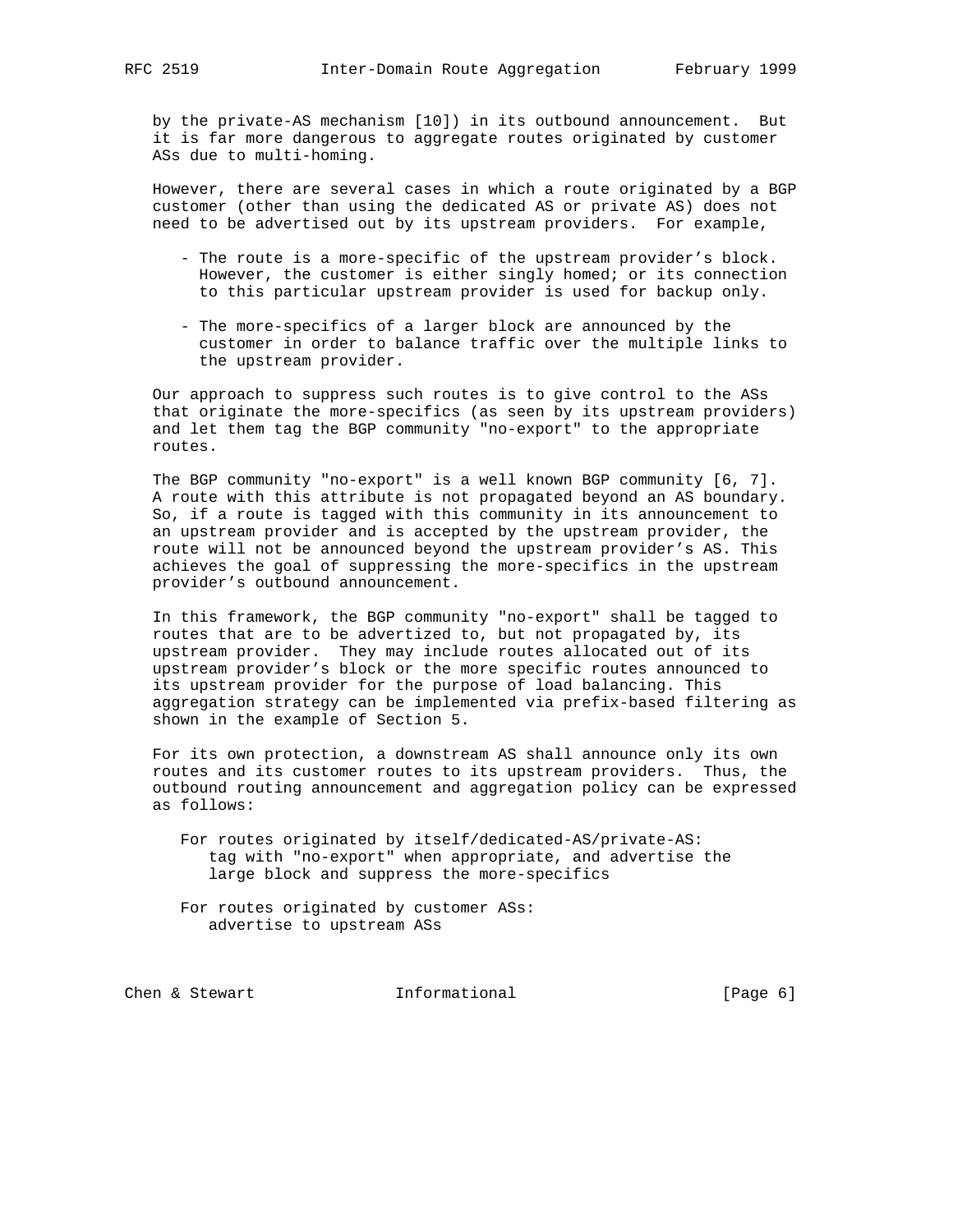by the private-AS mechanism [10]) in its outbound announcement. But it is far more dangerous to aggregate routes originated by customer ASs due to multi-homing.

However, there are several cases in which a route originated by a BGP customer (other than using the dedicated AS or private AS) does not need to be advertised out by its upstream providers. For example,

- The route is a more-specific of the upstream provider's block. However, the customer is either singly homed; or its connection to this particular upstream provider is used for backup only.

- The more-specifics of a larger block are announced by the customer in order to balance traffic over the multiple links to the upstream provider.

Our approach to suppress such routes is to give control to the ASs that originate the more-specifics (as seen by its upstream providers) and let them tag the BGP community "no-export" to the appropriate routes.

The BGP community "no-export" is a well known BGP community [6, 7]. A route with this attribute is not propagated beyond an AS boundary. So, if a route is tagged with this community in its announcement to an upstream provider and is accepted by the upstream provider, the route will not be announced beyond the upstream provider's AS. This achieves the goal of suppressing the more-specifics in the upstream provider's outbound announcement.

In this framework, the BGP community "no-export" shall be tagged to routes that are to be advertized to, but not propagated by, its upstream provider. They may include routes allocated out of its upstream provider's block or the more specific routes announced to its upstream provider for the purpose of load balancing. This aggregation strategy can be implemented via prefix-based filtering as shown in the example of Section 5.

For its own protection, a downstream AS shall announce only its own routes and its customer routes to its upstream providers. Thus, the outbound routing announcement and aggregation policy can be expressed as follows:

```
For routes originated by itself/dedicated-AS/private-AS:
   tag with "no-export" when appropriate, and advertise the
   large block and suppress the more-specifics

For routes originated by customer ASs:
   advertise to upstream ASs
```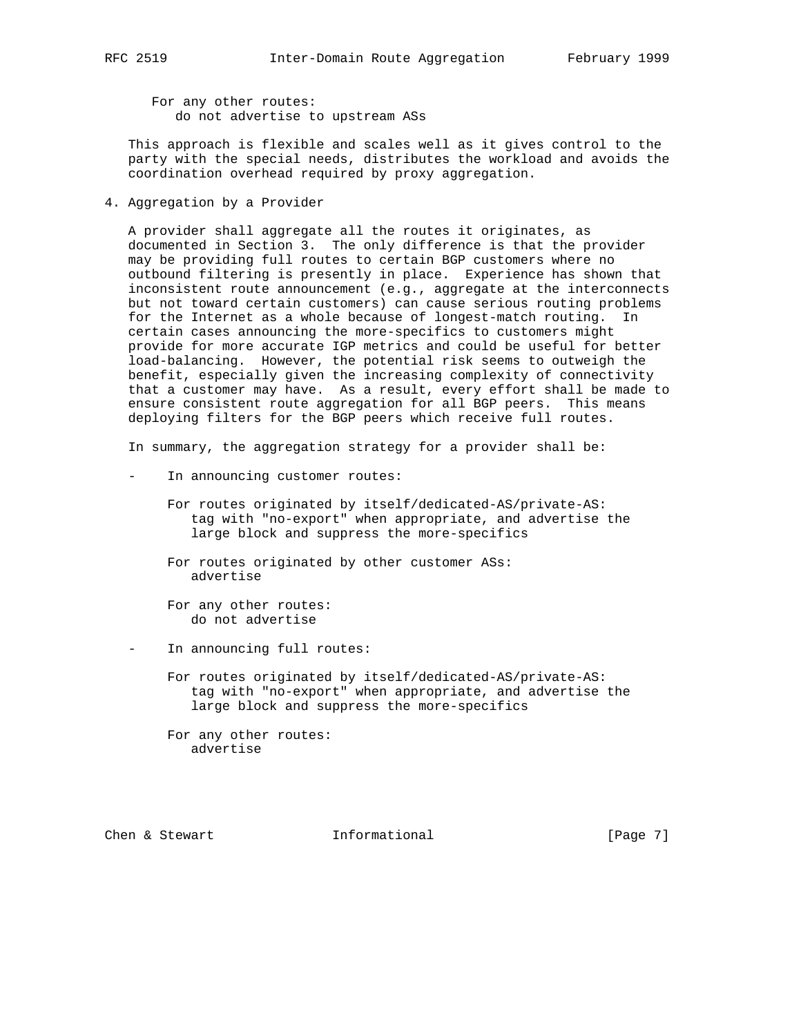For any other routes:
   do not advertise to upstream ASs

This approach is flexible and scales well as it gives control to the party with the special needs, distributes the workload and avoids the coordination overhead required by proxy aggregation.

## 4. Aggregation by a Provider

A provider shall aggregate all the routes it originates, as documented in Section 3. The only difference is that the provider may be providing full routes to certain BGP customers where no outbound filtering is presently in place. Experience has shown that inconsistent route announcement (e.g., aggregate at the interconnects but not toward certain customers) can cause serious routing problems for the Internet as a whole because of longest-match routing. In certain cases announcing the more-specifics to customers might provide for more accurate IGP metrics and could be useful for better load-balancing. However, the potential risk seems to outweigh the benefit, especially given the increasing complexity of connectivity that a customer may have. As a result, every effort shall be made to ensure consistent route aggregation for all BGP peers. This means deploying filters for the BGP peers which receive full routes.

In summary, the aggregation strategy for a provider shall be:

- In announcing customer routes:

  For routes originated by itself/dedicated-AS/private-AS:
     tag with "no-export" when appropriate, and advertise the large block and suppress the more-specifics

  For routes originated by other customer ASs:
     advertise

  For any other routes:
     do not advertise

- In announcing full routes:

  For routes originated by itself/dedicated-AS/private-AS:
     tag with "no-export" when appropriate, and advertise the large block and suppress the more-specifics

  For any other routes:
     advertise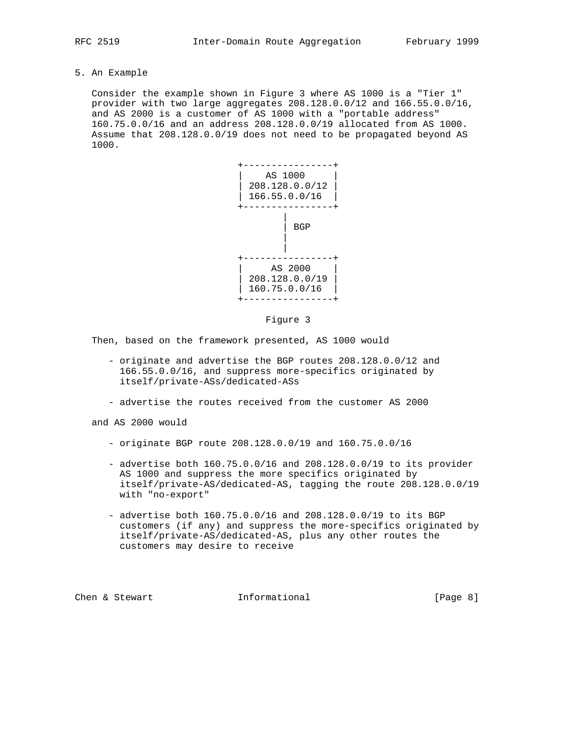## 5. An Example

Consider the example shown in Figure 3 where AS 1000 is a "Tier 1" provider with two large aggregates 208.128.0.0/12 and 166.55.0.0/16, and AS 2000 is a customer of AS 1000 with a "portable address" 160.75.0.0/16 and an address 208.128.0.0/19 allocated from AS 1000. Assume that 208.128.0.0/19 does not need to be propagated beyond AS 1000.

```
                      +----------------+
                      |    AS 1000     |
                      | 208.128.0.0/12 |
                      | 166.55.0.0/16  |
                      +----------------+
                              |
                              | BGP
                              |
                              |
                      +----------------+
                      |    AS 2000     |
                      | 208.128.0.0/19 |
                      | 160.75.0.0/16  |
                      +----------------+
```

Figure 3

Then, based on the framework presented, AS 1000 would

- originate and advertise the BGP routes 208.128.0.0/12 and 166.55.0.0/16, and suppress more-specifics originated by itself/private-ASs/dedicated-ASs

- advertise the routes received from the customer AS 2000

and AS 2000 would

- originate BGP route 208.128.0.0/19 and 160.75.0.0/16

- advertise both 160.75.0.0/16 and 208.128.0.0/19 to its provider AS 1000 and suppress the more specifics originated by itself/private-AS/dedicated-AS, tagging the route 208.128.0.0/19 with "no-export"

- advertise both 160.75.0.0/16 and 208.128.0.0/19 to its BGP customers (if any) and suppress the more-specifics originated by itself/private-AS/dedicated-AS, plus any other routes the customers may desire to receive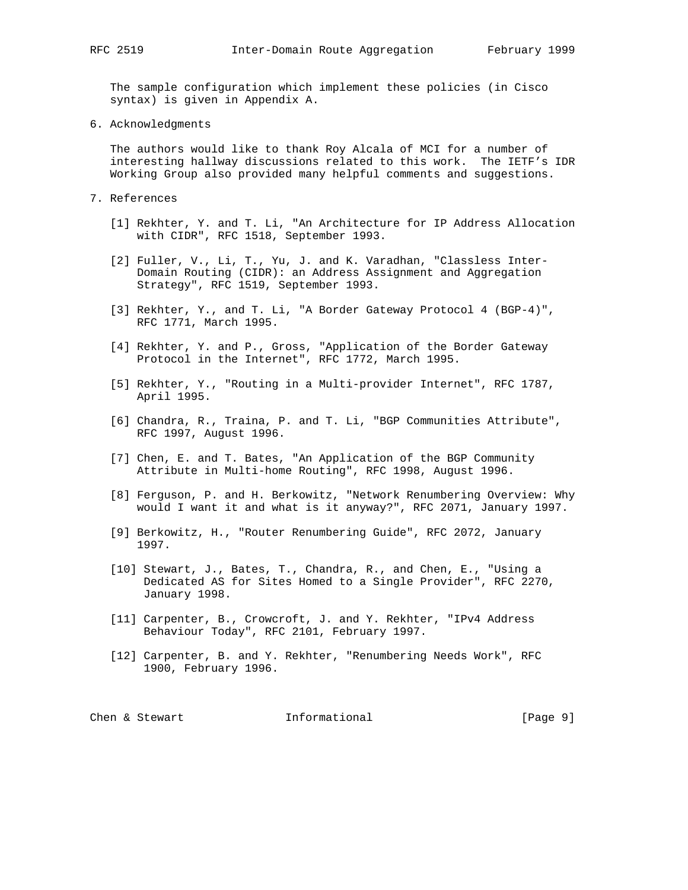The sample configuration which implement these policies (in Cisco syntax) is given in Appendix A.

## 6. Acknowledgments

The authors would like to thank Roy Alcala of MCI for a number of interesting hallway discussions related to this work. The IETF's IDR Working Group also provided many helpful comments and suggestions.

## 7. References

[1] Rekhter, Y. and T. Li, "An Architecture for IP Address Allocation with CIDR", RFC 1518, September 1993.

[2] Fuller, V., Li, T., Yu, J. and K. Varadhan, "Classless Inter-Domain Routing (CIDR): an Address Assignment and Aggregation Strategy", RFC 1519, September 1993.

[3] Rekhter, Y., and T. Li, "A Border Gateway Protocol 4 (BGP-4)", RFC 1771, March 1995.

[4] Rekhter, Y. and P., Gross, "Application of the Border Gateway Protocol in the Internet", RFC 1772, March 1995.

[5] Rekhter, Y., "Routing in a Multi-provider Internet", RFC 1787, April 1995.

[6] Chandra, R., Traina, P. and T. Li, "BGP Communities Attribute", RFC 1997, August 1996.

[7] Chen, E. and T. Bates, "An Application of the BGP Community Attribute in Multi-home Routing", RFC 1998, August 1996.

[8] Ferguson, P. and H. Berkowitz, "Network Renumbering Overview: Why would I want it and what is it anyway?", RFC 2071, January 1997.

[9] Berkowitz, H., "Router Renumbering Guide", RFC 2072, January 1997.

[10] Stewart, J., Bates, T., Chandra, R., and Chen, E., "Using a Dedicated AS for Sites Homed to a Single Provider", RFC 2270, January 1998.

[11] Carpenter, B., Crowcroft, J. and Y. Rekhter, "IPv4 Address Behaviour Today", RFC 2101, February 1997.

[12] Carpenter, B. and Y. Rekhter, "Renumbering Needs Work", RFC 1900, February 1996.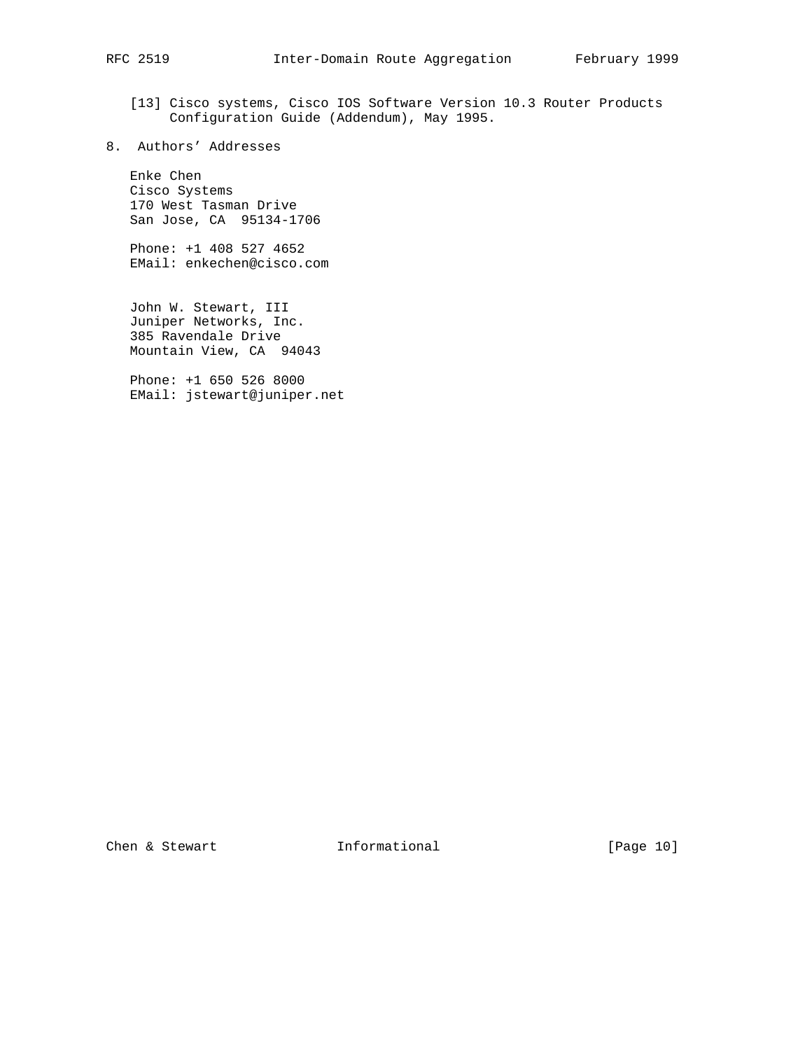[13] Cisco systems, Cisco IOS Software Version 10.3 Router Products Configuration Guide (Addendum), May 1995.

## 8. Authors' Addresses

Enke Chen
Cisco Systems
170 West Tasman Drive
San Jose, CA 95134-1706

Phone: +1 408 527 4652
EMail: enkechen@cisco.com

John W. Stewart, III
Juniper Networks, Inc.
385 Ravendale Drive
Mountain View, CA 94043

Phone: +1 650 526 8000
EMail: jstewart@juniper.net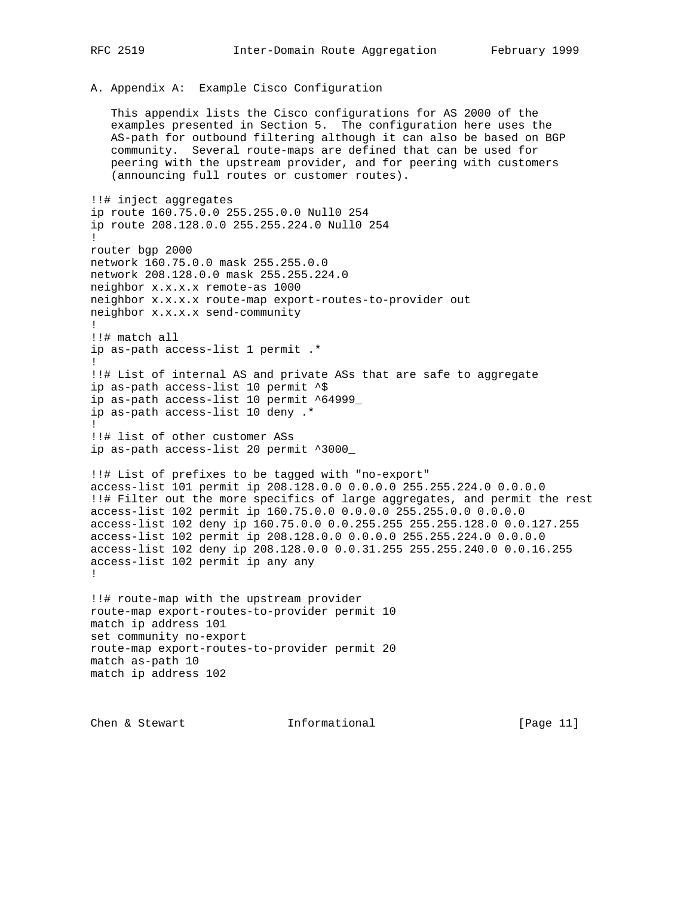## A. Appendix A:  Example Cisco Configuration

This appendix lists the Cisco configurations for AS 2000 of the examples presented in Section 5.  The configuration here uses the AS-path for outbound filtering although it can also be based on BGP community.  Several route-maps are defined that can be used for peering with the upstream provider, and for peering with customers (announcing full routes or customer routes).

```
!!# inject aggregates
ip route 160.75.0.0 255.255.0.0 Null0 254
ip route 208.128.0.0 255.255.224.0 Null0 254
!
router bgp 2000
network 160.75.0.0 mask 255.255.0.0
network 208.128.0.0 mask 255.255.224.0
neighbor x.x.x.x remote-as 1000
neighbor x.x.x.x route-map export-routes-to-provider out
neighbor x.x.x.x send-community
!
!!# match all
ip as-path access-list 1 permit .*
!
!!# List of internal AS and private ASs that are safe to aggregate
ip as-path access-list 10 permit ^$
ip as-path access-list 10 permit ^64999_
ip as-path access-list 10 deny .*
!
!!# list of other customer ASs
ip as-path access-list 20 permit ^3000_

!!# List of prefixes to be tagged with "no-export"
access-list 101 permit ip 208.128.0.0 0.0.0.0 255.255.224.0 0.0.0.0
!!# Filter out the more specifics of large aggregates, and permit the rest
access-list 102 permit ip 160.75.0.0 0.0.0.0 255.255.0.0 0.0.0.0
access-list 102 deny ip 160.75.0.0 0.0.255.255 255.255.128.0 0.0.127.255
access-list 102 permit ip 208.128.0.0 0.0.0.0 255.255.224.0 0.0.0.0
access-list 102 deny ip 208.128.0.0 0.0.31.255 255.255.240.0 0.0.16.255
access-list 102 permit ip any any
!

!!# route-map with the upstream provider
route-map export-routes-to-provider permit 10
match ip address 101
set community no-export
route-map export-routes-to-provider permit 20
match as-path 10
match ip address 102
```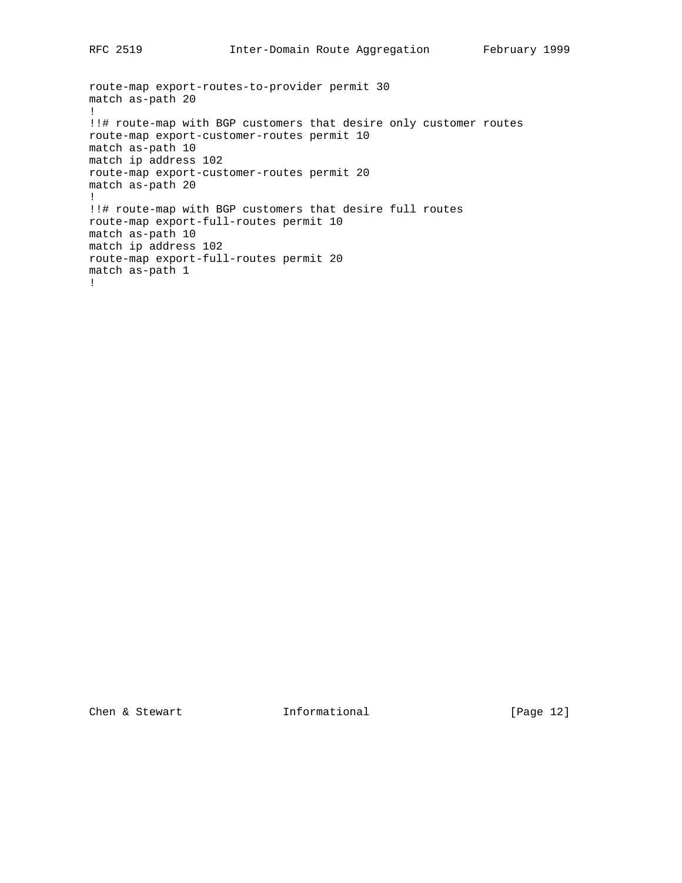```
route-map export-routes-to-provider permit 30
match as-path 20
!
!!# route-map with BGP customers that desire only customer routes
route-map export-customer-routes permit 10
match as-path 10
match ip address 102
route-map export-customer-routes permit 20
match as-path 20
!
!!# route-map with BGP customers that desire full routes
route-map export-full-routes permit 10
match as-path 10
match ip address 102
route-map export-full-routes permit 20
match as-path 1
!
```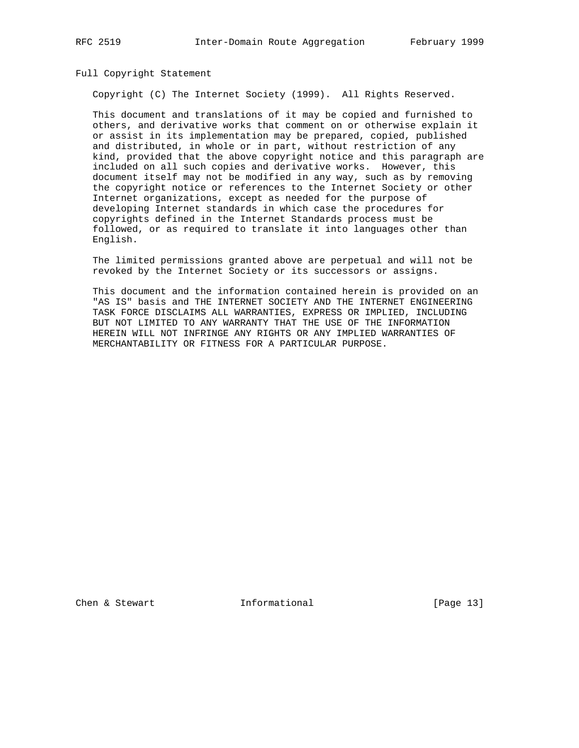## Full Copyright Statement

Copyright (C) The Internet Society (1999). All Rights Reserved.

This document and translations of it may be copied and furnished to others, and derivative works that comment on or otherwise explain it or assist in its implementation may be prepared, copied, published and distributed, in whole or in part, without restriction of any kind, provided that the above copyright notice and this paragraph are included on all such copies and derivative works. However, this document itself may not be modified in any way, such as by removing the copyright notice or references to the Internet Society or other Internet organizations, except as needed for the purpose of developing Internet standards in which case the procedures for copyrights defined in the Internet Standards process must be followed, or as required to translate it into languages other than English.

The limited permissions granted above are perpetual and will not be revoked by the Internet Society or its successors or assigns.

This document and the information contained herein is provided on an "AS IS" basis and THE INTERNET SOCIETY AND THE INTERNET ENGINEERING TASK FORCE DISCLAIMS ALL WARRANTIES, EXPRESS OR IMPLIED, INCLUDING BUT NOT LIMITED TO ANY WARRANTY THAT THE USE OF THE INFORMATION HEREIN WILL NOT INFRINGE ANY RIGHTS OR ANY IMPLIED WARRANTIES OF MERCHANTABILITY OR FITNESS FOR A PARTICULAR PURPOSE.